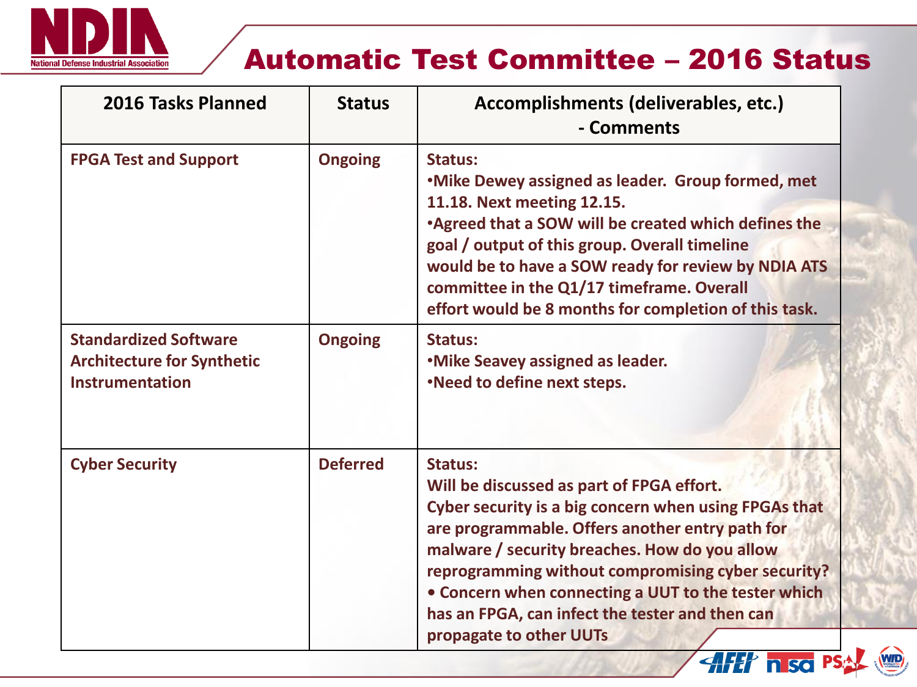# Automatic Test Committee – 2016 Status

| 2016 Tasks Planned | Status | Accomplishments (deliverables, etc.) - Comments |
|---|---|---|
| FPGA Test and Support | Ongoing | Status:<br>•Mike Dewey assigned as leader. Group formed, met 11.18. Next meeting 12.15.<br>•Agreed that a SOW will be created which defines the goal / output of this group. Overall timeline would be to have a SOW ready for review by NDIA ATS committee in the Q1/17 timeframe. Overall effort would be 8 months for completion of this task. |
| Standardized Software Architecture for Synthetic Instrumentation | Ongoing | Status:<br>•Mike Seavey assigned as leader.<br>•Need to define next steps. |
| Cyber Security | Deferred | Status:<br>Will be discussed as part of FPGA effort.<br>Cyber security is a big concern when using FPGAs that are programmable. Offers another entry path for malware / security breaches. How do you allow reprogramming without compromising cyber security?<br>• Concern when connecting a UUT to the tester which has an FPGA, can infect the tester and then can propagate to other UUTs |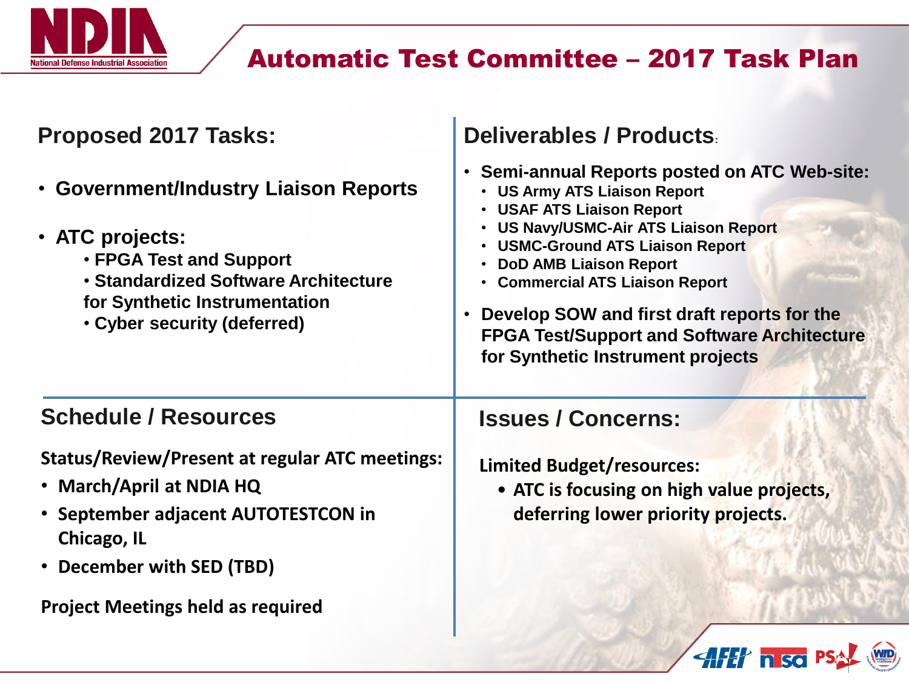# Automatic Test Committee – 2017 Task Plan

## Proposed 2017 Tasks:

- **Government/Industry Liaison Reports**
- **ATC projects:**
  - **FPGA Test and Support**
  - **Standardized Software Architecture for Synthetic Instrumentation**
  - **Cyber security (deferred)**

## Deliverables / Products:

- **Semi-annual Reports posted on ATC Web-site:**
  - **US Army ATS Liaison Report**
  - **USAF ATS Liaison Report**
  - **US Navy/USMC-Air ATS Liaison Report**
  - **USMC-Ground ATS Liaison Report**
  - **DoD AMB Liaison Report**
  - **Commercial ATS Liaison Report**
- **Develop SOW and first draft reports for the FPGA Test/Support and Software Architecture for Synthetic Instrument projects**

## Schedule / Resources

**Status/Review/Present at regular ATC meetings:**

- **March/April at NDIA HQ**
- **September adjacent AUTOTESTCON in Chicago, IL**
- **December with SED (TBD)**

**Project Meetings held as required**

## Issues / Concerns:

**Limited Budget/resources:**

- **ATC is focusing on high value projects, deferring lower priority projects.**